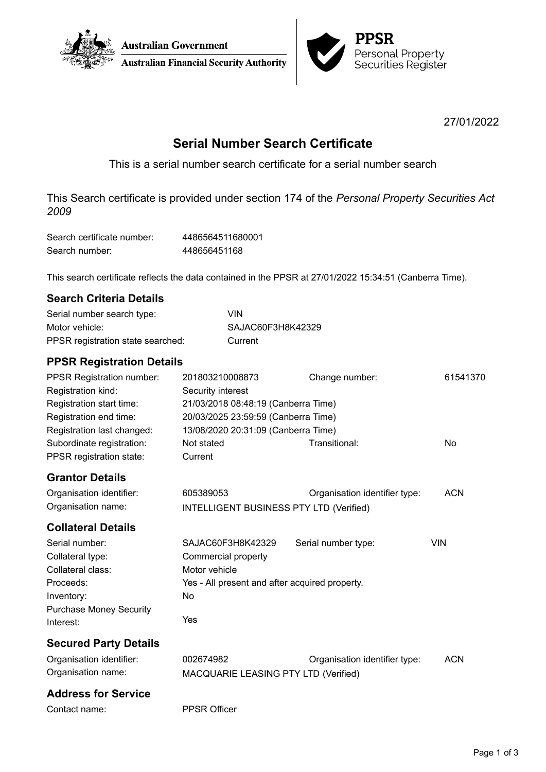Australian Government
Australian Financial Security Authority

**PPSR**
Personal Property Securities Register

27/01/2022

# Serial Number Search Certificate

This is a serial number search certificate for a serial number search

This Search certificate is provided under section 174 of the *Personal Property Securities Act 2009*

| | |
|---|---|
| Search certificate number: | 4486564511680001 |
| Search number: | 448656451168 |

This search certificate reflects the data contained in the PPSR at 27/01/2022 15:34:51 (Canberra Time).

## Search Criteria Details

| | |
|---|---|
| Serial number search type: | VIN |
| Motor vehicle: | SAJAC60F3H8K42329 |
| PPSR registration state searched: | Current |

## PPSR Registration Details

| | | | |
|---|---|---|---|
| PPSR Registration number: | 201803210008873 | Change number: | 61541370 |
| Registration kind: | Security interest | | |
| Registration start time: | 21/03/2018 08:48:19 (Canberra Time) | | |
| Registration end time: | 20/03/2025 23:59:59 (Canberra Time) | | |
| Registration last changed: | 13/08/2020 20:31:09 (Canberra Time) | | |
| Subordinate registration: | Not stated | Transitional: | No |
| PPSR registration state: | Current | | |

## Grantor Details

| | | | |
|---|---|---|---|
| Organisation identifier: | 605389053 | Organisation identifier type: | ACN |
| Organisation name: | INTELLIGENT BUSINESS PTY LTD (Verified) | | |

## Collateral Details

| | | | |
|---|---|---|---|
| Serial number: | SAJAC60F3H8K42329 | Serial number type: | VIN |
| Collateral type: | Commercial property | | |
| Collateral class: | Motor vehicle | | |
| Proceeds: | Yes - All present and after acquired property. | | |
| Inventory: | No | | |
| Purchase Money Security Interest: | Yes | | |

## Secured Party Details

| | | | |
|---|---|---|---|
| Organisation identifier: | 002674982 | Organisation identifier type: | ACN |
| Organisation name: | MACQUARIE LEASING PTY LTD (Verified) | | |

## Address for Service

| | |
|---|---|
| Contact name: | PPSR Officer |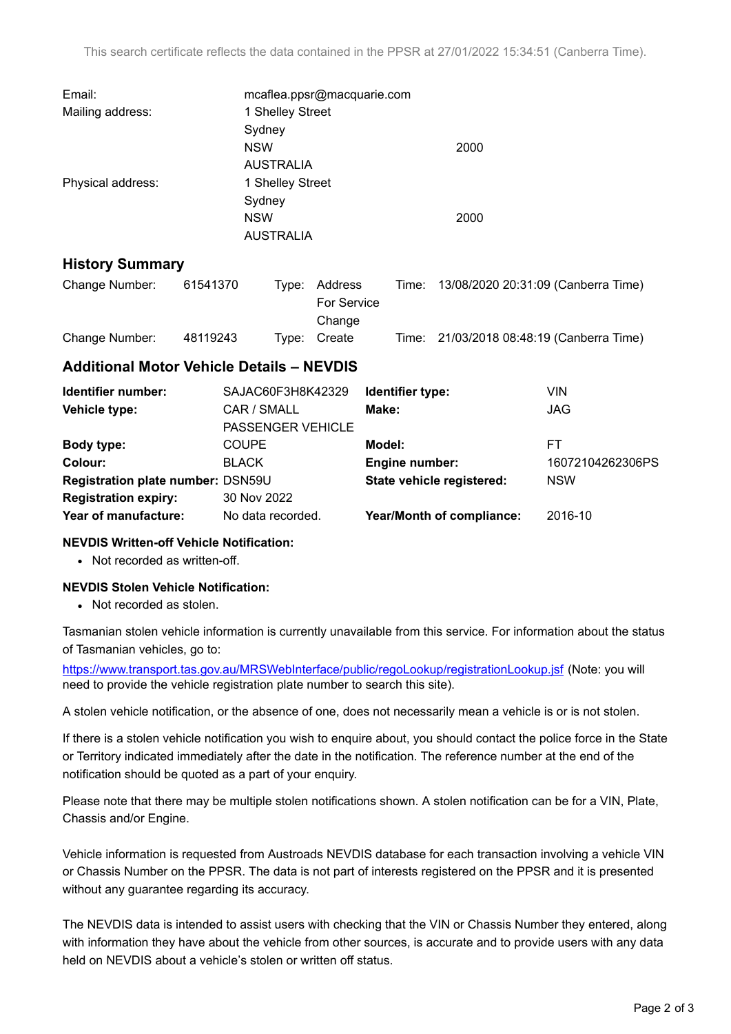This search certificate reflects the data contained in the PPSR at 27/01/2022 15:34:51 (Canberra Time).

| | |
|---|---|
| Email: | mcaflea.ppsr@macquarie.com |
| Mailing address: | 1 Shelley Street<br>Sydney<br>NSW 2000<br>AUSTRALIA |
| Physical address: | 1 Shelley Street<br>Sydney<br>NSW 2000<br>AUSTRALIA |

## History Summary

| | | | | | |
|---|---|---|---|---|---|
| Change Number: | 61541370 | Type: | Address For Service Change | Time: | 13/08/2020 20:31:09 (Canberra Time) |
| Change Number: | 48119243 | Type: | Create | Time: | 21/03/2018 08:48:19 (Canberra Time) |

## Additional Motor Vehicle Details – NEVDIS

| | | | |
|---|---|---|---|
| **Identifier number:** | SAJAC60F3H8K42329 | **Identifier type:** | VIN |
| **Vehicle type:** | CAR / SMALL PASSENGER VEHICLE | **Make:** | JAG |
| **Body type:** | COUPE | **Model:** | FT |
| **Colour:** | BLACK | **Engine number:** | 16072104262306PS |
| **Registration plate number:** | DSN59U | **State vehicle registered:** | NSW |
| **Registration expiry:** | 30 Nov 2022 | | |
| **Year of manufacture:** | No data recorded. | **Year/Month of compliance:** | 2016-10 |

**NEVDIS Written-off Vehicle Notification:**

- Not recorded as written-off.

**NEVDIS Stolen Vehicle Notification:**

- Not recorded as stolen.

Tasmanian stolen vehicle information is currently unavailable from this service. For information about the status of Tasmanian vehicles, go to:

https://www.transport.tas.gov.au/MRSWebInterface/public/regoLookup/registrationLookup.jsf (Note: you will need to provide the vehicle registration plate number to search this site).

A stolen vehicle notification, or the absence of one, does not necessarily mean a vehicle is or is not stolen.

If there is a stolen vehicle notification you wish to enquire about, you should contact the police force in the State or Territory indicated immediately after the date in the notification. The reference number at the end of the notification should be quoted as a part of your enquiry.

Please note that there may be multiple stolen notifications shown. A stolen notification can be for a VIN, Plate, Chassis and/or Engine.

Vehicle information is requested from Austroads NEVDIS database for each transaction involving a vehicle VIN or Chassis Number on the PPSR. The data is not part of interests registered on the PPSR and it is presented without any guarantee regarding its accuracy.

The NEVDIS data is intended to assist users with checking that the VIN or Chassis Number they entered, along with information they have about the vehicle from other sources, is accurate and to provide users with any data held on NEVDIS about a vehicle's stolen or written off status.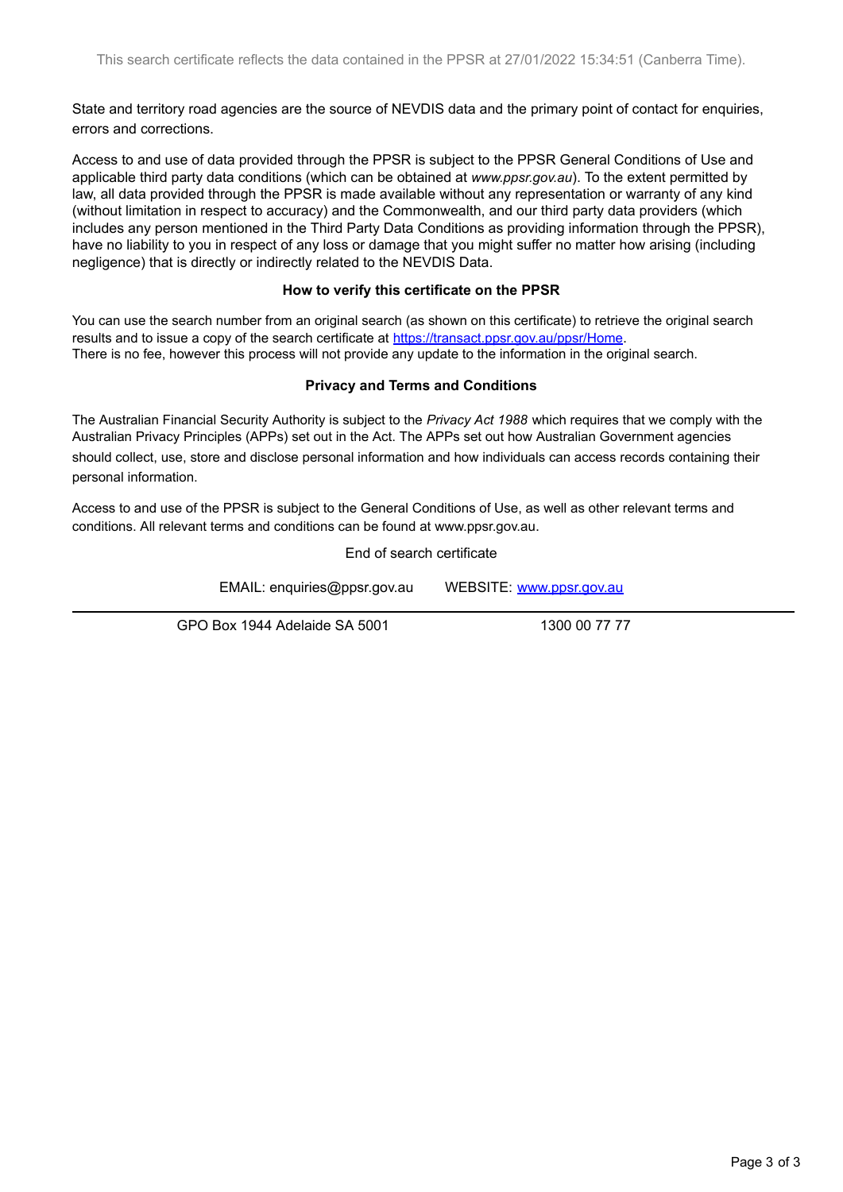This search certificate reflects the data contained in the PPSR at 27/01/2022 15:34:51 (Canberra Time).

State and territory road agencies are the source of NEVDIS data and the primary point of contact for enquiries, errors and corrections.

Access to and use of data provided through the PPSR is subject to the PPSR General Conditions of Use and applicable third party data conditions (which can be obtained at *www.ppsr.gov.au*). To the extent permitted by law, all data provided through the PPSR is made available without any representation or warranty of any kind (without limitation in respect to accuracy) and the Commonwealth, and our third party data providers (which includes any person mentioned in the Third Party Data Conditions as providing information through the PPSR), have no liability to you in respect of any loss or damage that you might suffer no matter how arising (including negligence) that is directly or indirectly related to the NEVDIS Data.

**How to verify this certificate on the PPSR**

You can use the search number from an original search (as shown on this certificate) to retrieve the original search results and to issue a copy of the search certificate at [https://transact.ppsr.gov.au/ppsr/Home](https://transact.ppsr.gov.au/ppsr/Home).
There is no fee, however this process will not provide any update to the information in the original search.

**Privacy and Terms and Conditions**

The Australian Financial Security Authority is subject to the *Privacy Act 1988* which requires that we comply with the Australian Privacy Principles (APPs) set out in the Act. The APPs set out how Australian Government agencies should collect, use, store and disclose personal information and how individuals can access records containing their personal information.

Access to and use of the PPSR is subject to the General Conditions of Use, as well as other relevant terms and conditions. All relevant terms and conditions can be found at www.ppsr.gov.au.

End of search certificate

EMAIL: enquiries@ppsr.gov.au     WEBSITE: [www.ppsr.gov.au](http://www.ppsr.gov.au)

GPO Box 1944 Adelaide SA 5001     1300 00 77 77